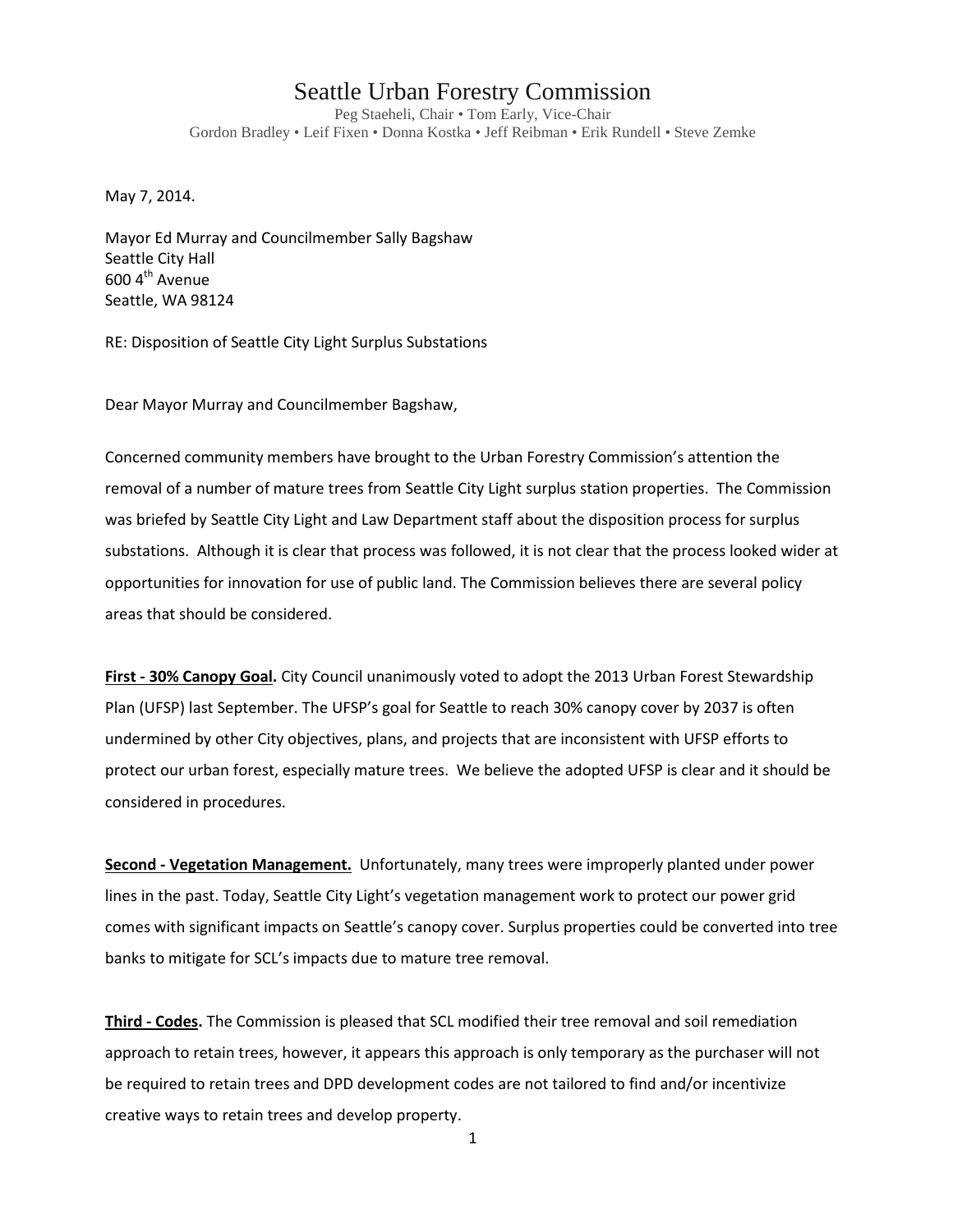# Seattle Urban Forestry Commission

Peg Staeheli, Chair • Tom Early, Vice-Chair
Gordon Bradley • Leif Fixen • Donna Kostka • Jeff Reibman • Erik Rundell • Steve Zemke

May 7, 2014.

Mayor Ed Murray and Councilmember Sally Bagshaw
Seattle City Hall
600 4th Avenue
Seattle, WA 98124

RE: Disposition of Seattle City Light Surplus Substations

Dear Mayor Murray and Councilmember Bagshaw,

Concerned community members have brought to the Urban Forestry Commission's attention the removal of a number of mature trees from Seattle City Light surplus station properties. The Commission was briefed by Seattle City Light and Law Department staff about the disposition process for surplus substations. Although it is clear that process was followed, it is not clear that the process looked wider at opportunities for innovation for use of public land. The Commission believes there are several policy areas that should be considered.

**First - 30% Canopy Goal.** City Council unanimously voted to adopt the 2013 Urban Forest Stewardship Plan (UFSP) last September. The UFSP's goal for Seattle to reach 30% canopy cover by 2037 is often undermined by other City objectives, plans, and projects that are inconsistent with UFSP efforts to protect our urban forest, especially mature trees. We believe the adopted UFSP is clear and it should be considered in procedures.

**Second - Vegetation Management.** Unfortunately, many trees were improperly planted under power lines in the past. Today, Seattle City Light's vegetation management work to protect our power grid comes with significant impacts on Seattle's canopy cover. Surplus properties could be converted into tree banks to mitigate for SCL's impacts due to mature tree removal.

**Third - Codes.** The Commission is pleased that SCL modified their tree removal and soil remediation approach to retain trees, however, it appears this approach is only temporary as the purchaser will not be required to retain trees and DPD development codes are not tailored to find and/or incentivize creative ways to retain trees and develop property.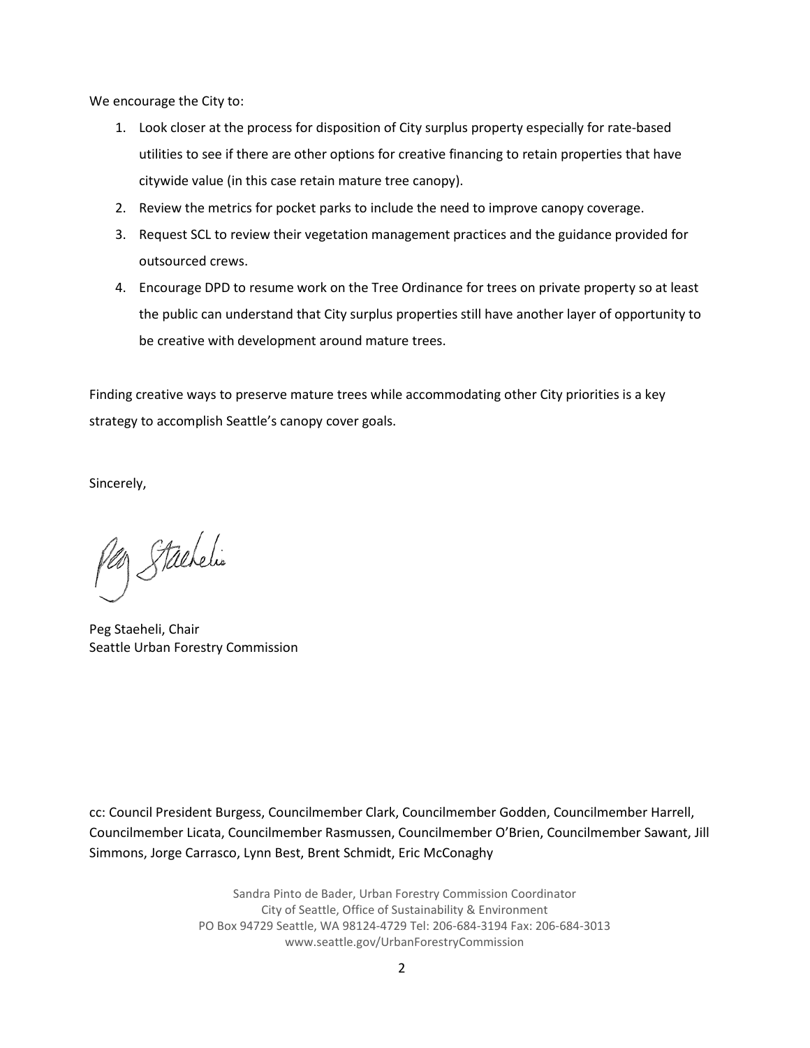We encourage the City to:

1. Look closer at the process for disposition of City surplus property especially for rate-based utilities to see if there are other options for creative financing to retain properties that have citywide value (in this case retain mature tree canopy).
2. Review the metrics for pocket parks to include the need to improve canopy coverage.
3. Request SCL to review their vegetation management practices and the guidance provided for outsourced crews.
4. Encourage DPD to resume work on the Tree Ordinance for trees on private property so at least the public can understand that City surplus properties still have another layer of opportunity to be creative with development around mature trees.

Finding creative ways to preserve mature trees while accommodating other City priorities is a key strategy to accomplish Seattle's canopy cover goals.

Sincerely,

Peg Staeheli, Chair
Seattle Urban Forestry Commission

cc: Council President Burgess, Councilmember Clark, Councilmember Godden, Councilmember Harrell, Councilmember Licata, Councilmember Rasmussen, Councilmember O'Brien, Councilmember Sawant, Jill Simmons, Jorge Carrasco, Lynn Best, Brent Schmidt, Eric McConaghy

Sandra Pinto de Bader, Urban Forestry Commission Coordinator
City of Seattle, Office of Sustainability & Environment
PO Box 94729 Seattle, WA 98124-4729 Tel: 206-684-3194 Fax: 206-684-3013
www.seattle.gov/UrbanForestryCommission